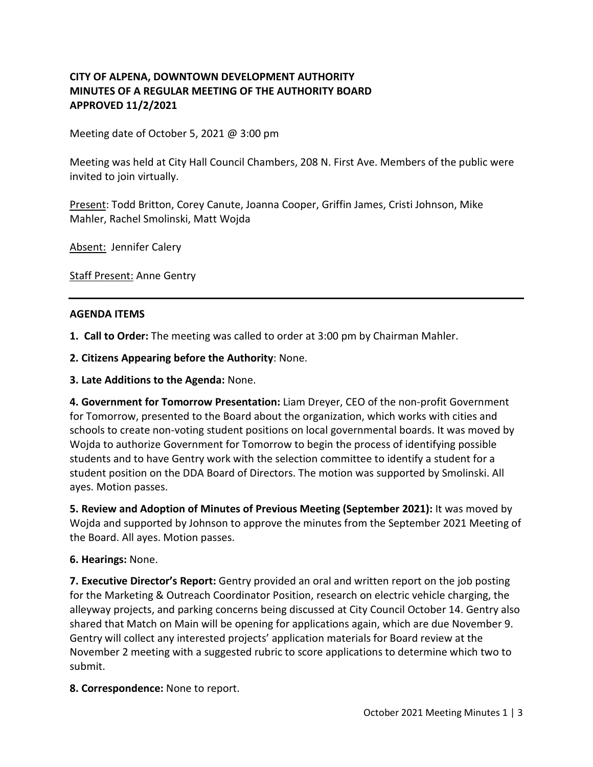**CITY OF ALPENA, DOWNTOWN DEVELOPMENT AUTHORITY**
**MINUTES OF A REGULAR MEETING OF THE AUTHORITY BOARD**
**APPROVED 11/2/2021**

Meeting date of October 5, 2021 @ 3:00 pm

Meeting was held at City Hall Council Chambers, 208 N. First Ave. Members of the public were invited to join virtually.

Present: Todd Britton, Corey Canute, Joanna Cooper, Griffin James, Cristi Johnson, Mike Mahler, Rachel Smolinski, Matt Wojda

Absent: Jennifer Calery

Staff Present: Anne Gentry

---

**AGENDA ITEMS**

**1. Call to Order:** The meeting was called to order at 3:00 pm by Chairman Mahler.

**2. Citizens Appearing before the Authority**: None.

**3. Late Additions to the Agenda:** None.

**4. Government for Tomorrow Presentation:** Liam Dreyer, CEO of the non-profit Government for Tomorrow, presented to the Board about the organization, which works with cities and schools to create non-voting student positions on local governmental boards. It was moved by Wojda to authorize Government for Tomorrow to begin the process of identifying possible students and to have Gentry work with the selection committee to identify a student for a student position on the DDA Board of Directors. The motion was supported by Smolinski. All ayes. Motion passes.

**5. Review and Adoption of Minutes of Previous Meeting (September 2021):** It was moved by Wojda and supported by Johnson to approve the minutes from the September 2021 Meeting of the Board. All ayes. Motion passes.

**6. Hearings:** None.

**7. Executive Director's Report:** Gentry provided an oral and written report on the job posting for the Marketing & Outreach Coordinator Position, research on electric vehicle charging, the alleyway projects, and parking concerns being discussed at City Council October 14. Gentry also shared that Match on Main will be opening for applications again, which are due November 9. Gentry will collect any interested projects' application materials for Board review at the November 2 meeting with a suggested rubric to score applications to determine which two to submit.

**8. Correspondence:** None to report.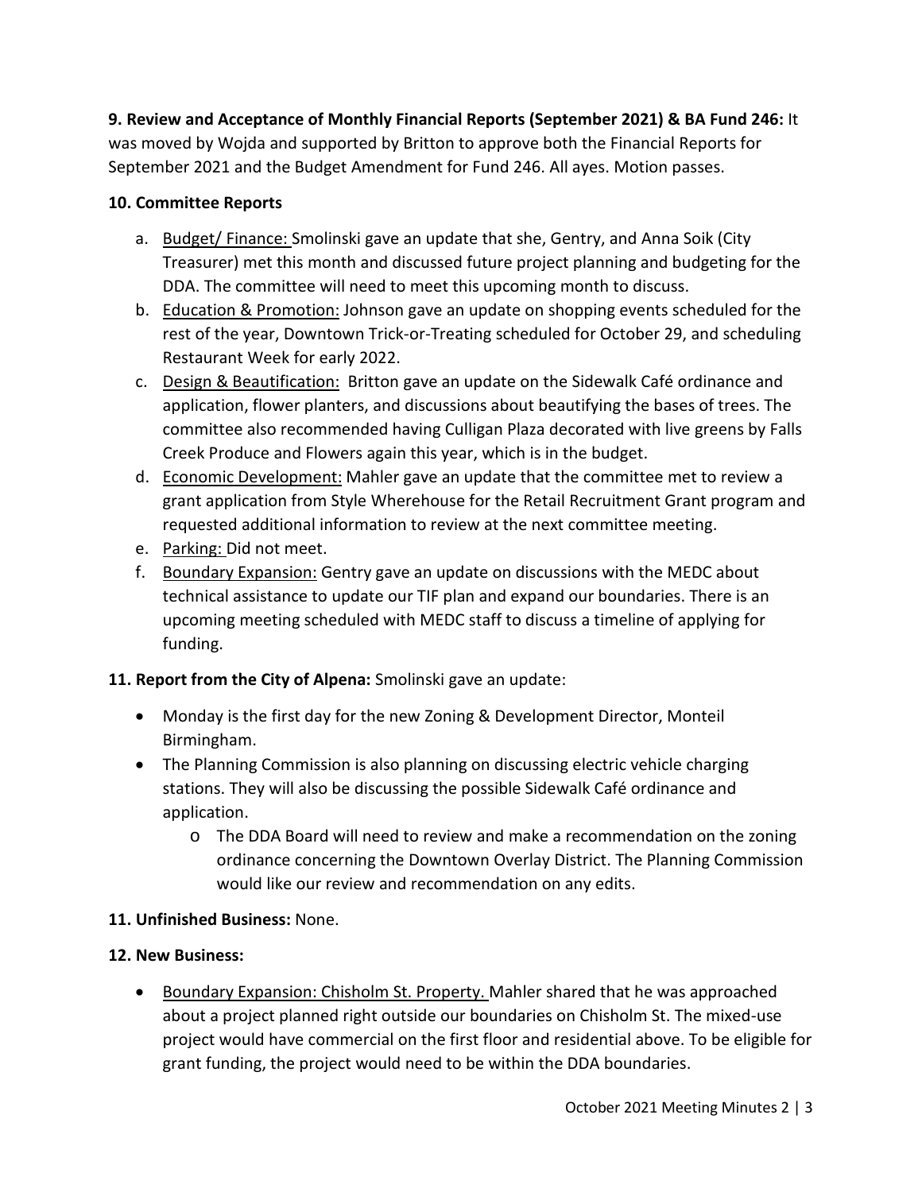**9. Review and Acceptance of Monthly Financial Reports (September 2021) & BA Fund 246:** It was moved by Wojda and supported by Britton to approve both the Financial Reports for September 2021 and the Budget Amendment for Fund 246. All ayes. Motion passes.

**10. Committee Reports**

a. Budget/ Finance: Smolinski gave an update that she, Gentry, and Anna Soik (City Treasurer) met this month and discussed future project planning and budgeting for the DDA. The committee will need to meet this upcoming month to discuss.
b. Education & Promotion: Johnson gave an update on shopping events scheduled for the rest of the year, Downtown Trick-or-Treating scheduled for October 29, and scheduling Restaurant Week for early 2022.
c. Design & Beautification: Britton gave an update on the Sidewalk Café ordinance and application, flower planters, and discussions about beautifying the bases of trees. The committee also recommended having Culligan Plaza decorated with live greens by Falls Creek Produce and Flowers again this year, which is in the budget.
d. Economic Development: Mahler gave an update that the committee met to review a grant application from Style Wherehouse for the Retail Recruitment Grant program and requested additional information to review at the next committee meeting.
e. Parking: Did not meet.
f. Boundary Expansion: Gentry gave an update on discussions with the MEDC about technical assistance to update our TIF plan and expand our boundaries. There is an upcoming meeting scheduled with MEDC staff to discuss a timeline of applying for funding.

**11. Report from the City of Alpena:** Smolinski gave an update:

- Monday is the first day for the new Zoning & Development Director, Monteil Birmingham.
- The Planning Commission is also planning on discussing electric vehicle charging stations. They will also be discussing the possible Sidewalk Café ordinance and application.
  - The DDA Board will need to review and make a recommendation on the zoning ordinance concerning the Downtown Overlay District. The Planning Commission would like our review and recommendation on any edits.

**11. Unfinished Business:** None.

**12. New Business:**

- Boundary Expansion: Chisholm St. Property. Mahler shared that he was approached about a project planned right outside our boundaries on Chisholm St. The mixed-use project would have commercial on the first floor and residential above. To be eligible for grant funding, the project would need to be within the DDA boundaries.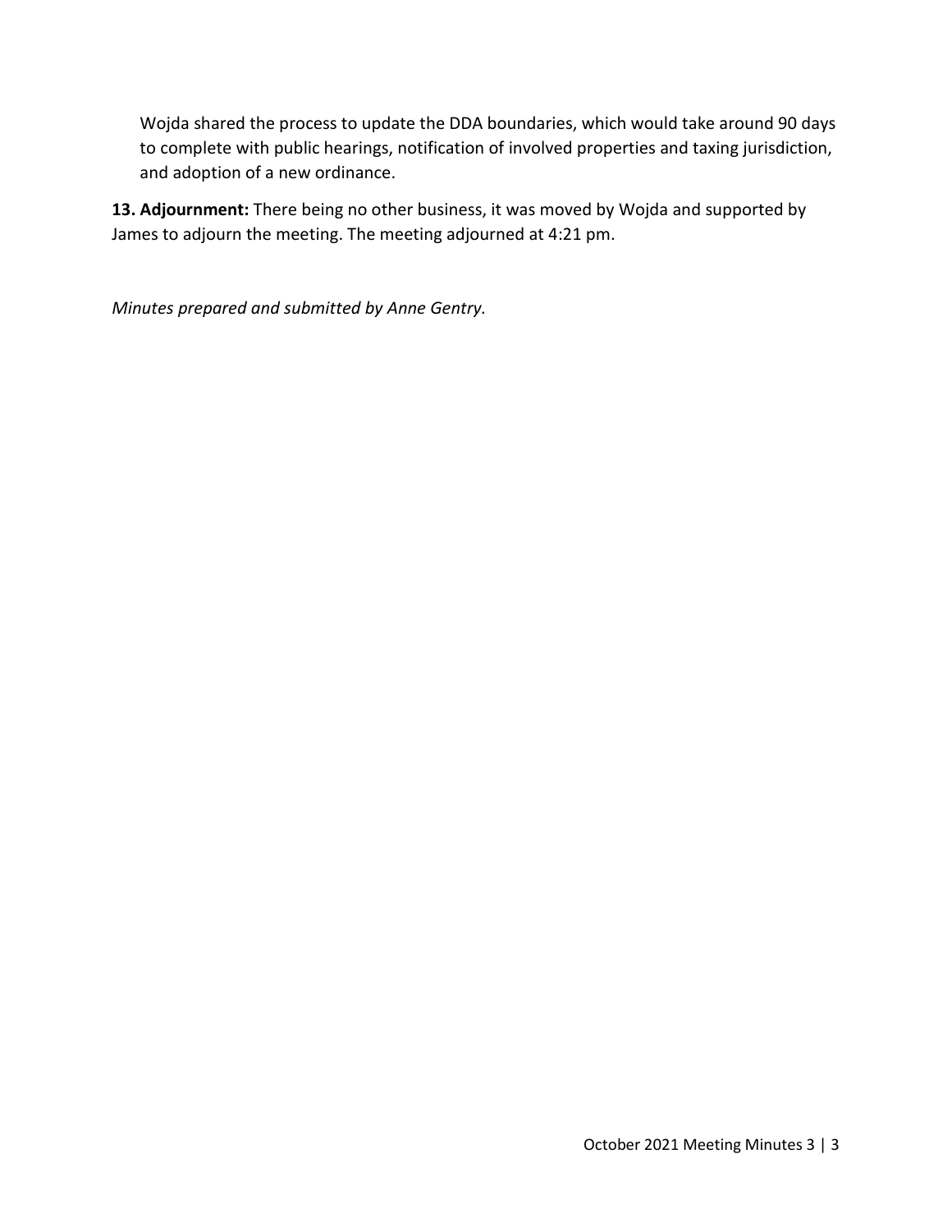Wojda shared the process to update the DDA boundaries, which would take around 90 days to complete with public hearings, notification of involved properties and taxing jurisdiction, and adoption of a new ordinance.

**13. Adjournment:** There being no other business, it was moved by Wojda and supported by James to adjourn the meeting. The meeting adjourned at 4:21 pm.

*Minutes prepared and submitted by Anne Gentry.*